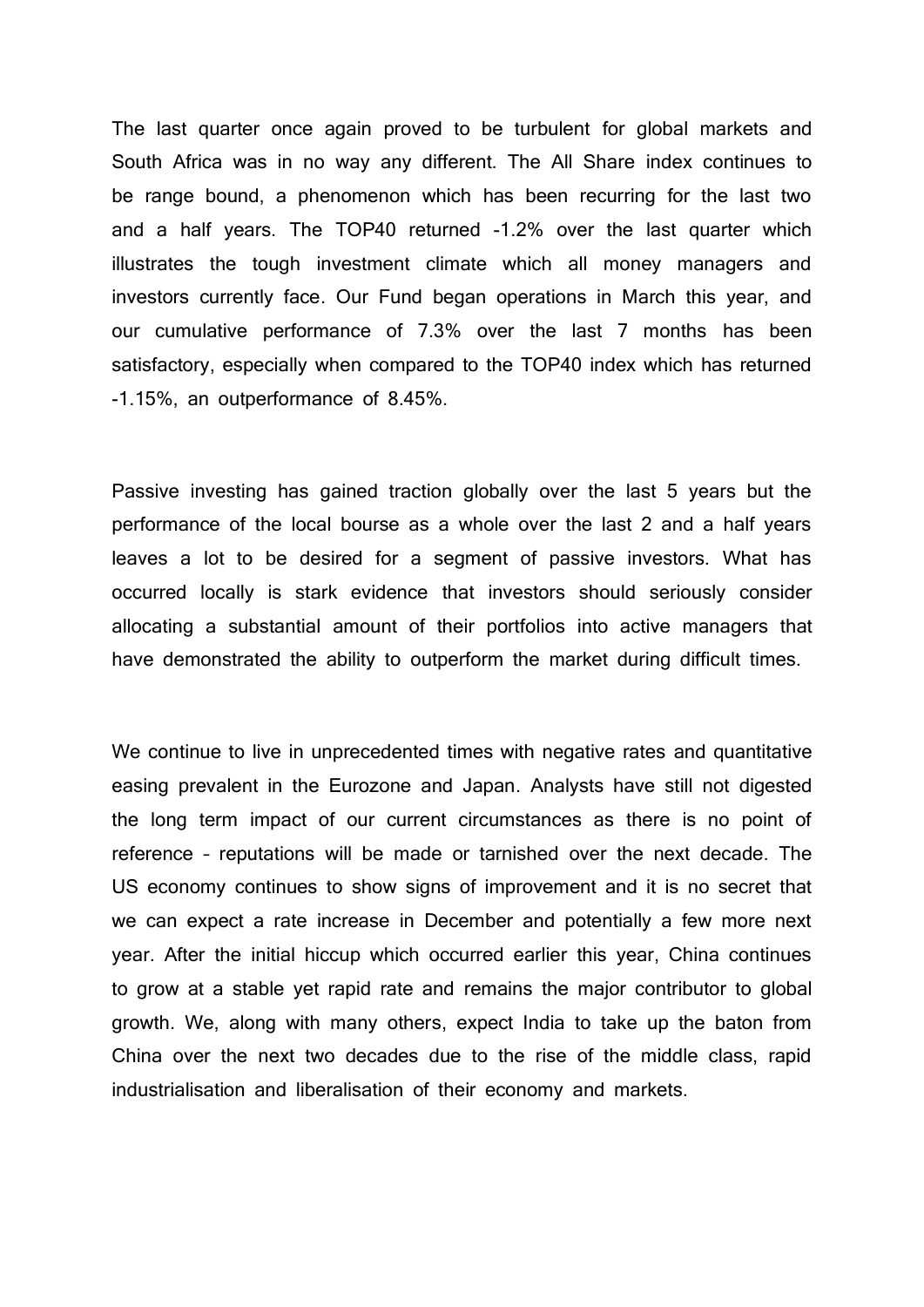The last quarter once again proved to be turbulent for global markets and South Africa was in no way any different. The All Share index continues to be range bound, a phenomenon which has been recurring for the last two and a half years. The TOP40 returned -1.2% over the last quarter which illustrates the tough investment climate which all money managers and investors currently face. Our Fund began operations in March this year, and our cumulative performance of 7.3% over the last 7 months has been satisfactory, especially when compared to the TOP40 index which has returned -1.15%, an outperformance of 8.45%.

Passive investing has gained traction globally over the last 5 years but the performance of the local bourse as a whole over the last 2 and a half years leaves a lot to be desired for a segment of passive investors. What has occurred locally is stark evidence that investors should seriously consider allocating a substantial amount of their portfolios into active managers that have demonstrated the ability to outperform the market during difficult times.

We continue to live in unprecedented times with negative rates and quantitative easing prevalent in the Eurozone and Japan. Analysts have still not digested the long term impact of our current circumstances as there is no point of reference – reputations will be made or tarnished over the next decade. The US economy continues to show signs of improvement and it is no secret that we can expect a rate increase in December and potentially a few more next year. After the initial hiccup which occurred earlier this year, China continues to grow at a stable yet rapid rate and remains the major contributor to global growth. We, along with many others, expect India to take up the baton from China over the next two decades due to the rise of the middle class, rapid industrialisation and liberalisation of their economy and markets.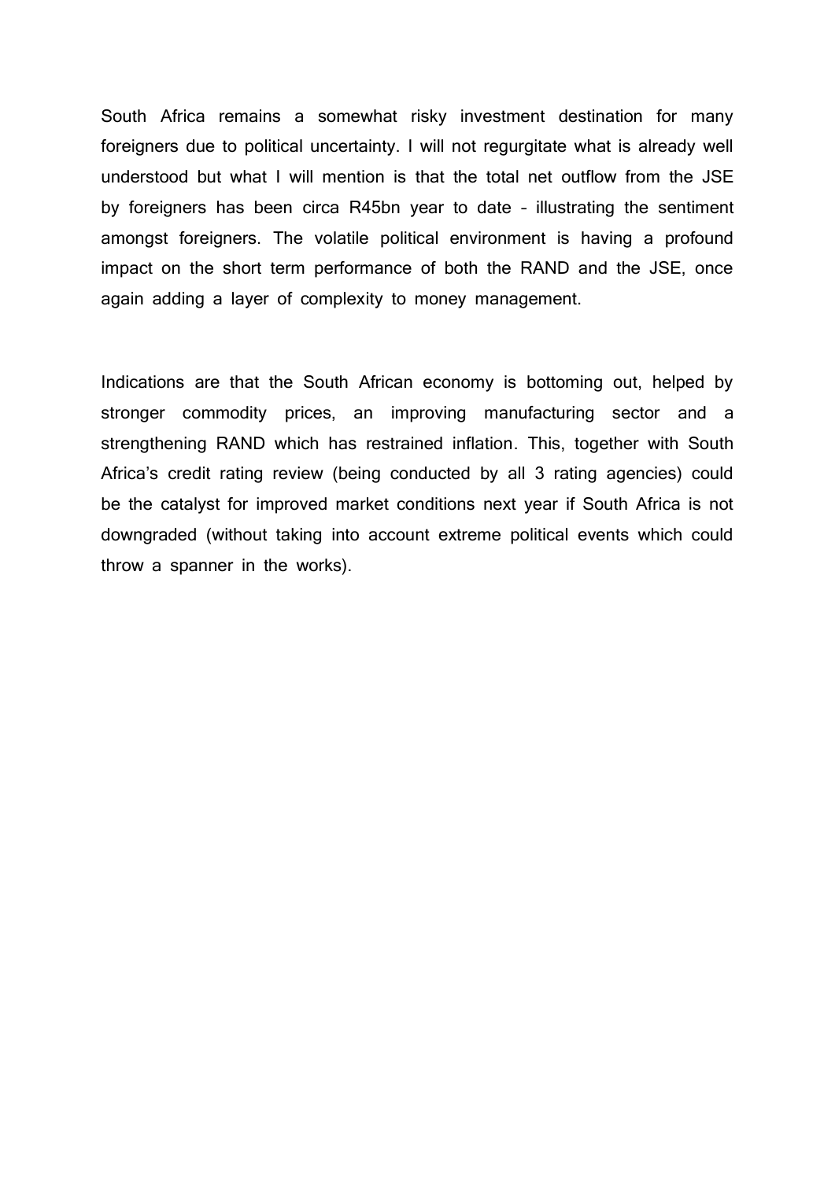South Africa remains a somewhat risky investment destination for many foreigners due to political uncertainty. I will not regurgitate what is already well understood but what I will mention is that the total net outflow from the JSE by foreigners has been circa R45bn year to date – illustrating the sentiment amongst foreigners. The volatile political environment is having a profound impact on the short term performance of both the RAND and the JSE, once again adding a layer of complexity to money management.

Indications are that the South African economy is bottoming out, helped by stronger commodity prices, an improving manufacturing sector and a strengthening RAND which has restrained inflation. This, together with South Africa's credit rating review (being conducted by all 3 rating agencies) could be the catalyst for improved market conditions next year if South Africa is not downgraded (without taking into account extreme political events which could throw a spanner in the works).